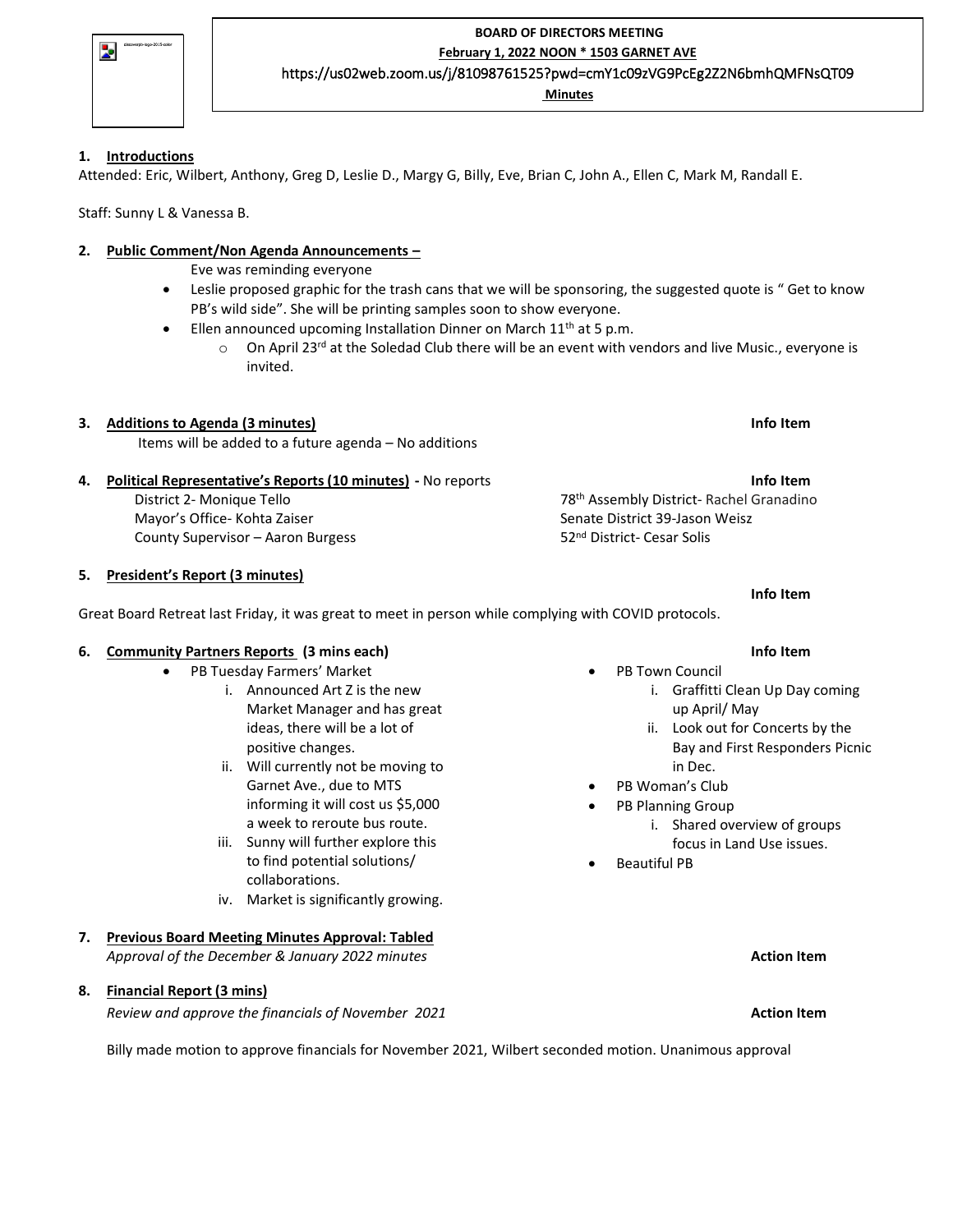**BOARD OF DIRECTORS MEETING**

**February 1, 2022 NOON * 1503 GARNET AVE**

https://us02web.zoom.us/j/81098761525?pwd=cmY1c09zVG9PcEg2Z2N6bmhQMFNsQT09

**Minutes**

## 1. Introductions

Attended: Eric, Wilbert, Anthony, Greg D, Leslie D., Margy G, Billy, Eve, Brian C, John A., Ellen C, Mark M, Randall E.

Staff: Sunny L & Vanessa B.

## 2. Public Comment/Non Agenda Announcements –

Eve was reminding everyone

- Leslie proposed graphic for the trash cans that we will be sponsoring, the suggested quote is " Get to know PB's wild side". She will be printing samples soon to show everyone.
- Ellen announced upcoming Installation Dinner on March 11th at 5 p.m.
  - On April 23rd at the Soledad Club there will be an event with vendors and live Music., everyone is invited.

## 3. Additions to Agenda (3 minutes) — Info Item

Items will be added to a future agenda – No additions

## 4. Political Representative's Reports (10 minutes) - No reports — Info Item

District 2- Monique Tello
Mayor's Office- Kohta Zaiser
County Supervisor – Aaron Burgess
78th Assembly District- Rachel Granadino
Senate District 39-Jason Weisz
52nd District- Cesar Solis

## 5. President's Report (3 minutes) — Info Item

Great Board Retreat last Friday, it was great to meet in person while complying with COVID protocols.

## 6. Community Partners Reports (3 mins each) — Info Item

- PB Tuesday Farmers' Market
  i. Announced Art Z is the new Market Manager and has great ideas, there will be a lot of positive changes.
  ii. Will currently not be moving to Garnet Ave., due to MTS informing it will cost us $5,000 a week to reroute bus route.
  iii. Sunny will further explore this to find potential solutions/ collaborations.
  iv. Market is significantly growing.
- PB Town Council
  i. Graffitti Clean Up Day coming up April/ May
  ii. Look out for Concerts by the Bay and First Responders Picnic in Dec.
- PB Woman's Club
- PB Planning Group
  i. Shared overview of groups focus in Land Use issues.
- Beautiful PB

## 7. Previous Board Meeting Minutes Approval: Tabled

*Approval of the December & January 2022 minutes* — **Action Item**

## 8. Financial Report (3 mins)

*Review and approve the financials of November 2021* — **Action Item**

Billy made motion to approve financials for November 2021, Wilbert seconded motion. Unanimous approval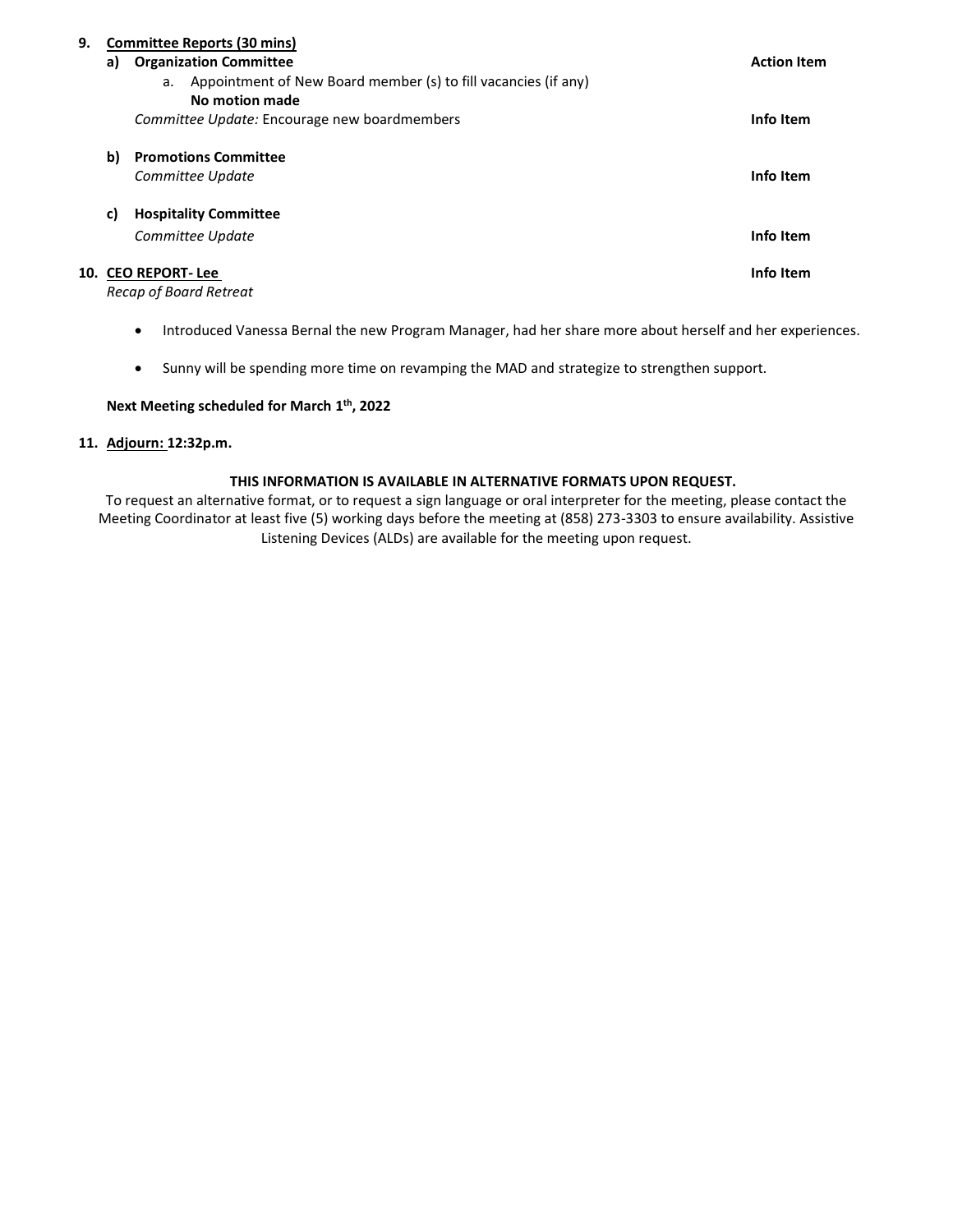9. **Committee Reports (30 mins)**

   a) **Organization Committee** **Action Item**

      a. Appointment of New Board member (s) to fill vacancies (if any)
         **No motion made**

      *Committee Update:* Encourage new boardmembers **Info Item**

   b) **Promotions Committee**

      *Committee Update* **Info Item**

   c) **Hospitality Committee**

      *Committee Update* **Info Item**

10. **CEO REPORT- Lee** **Info Item**

    *Recap of Board Retreat*

    - Introduced Vanessa Bernal the new Program Manager, had her share more about herself and her experiences.
    - Sunny will be spending more time on revamping the MAD and strategize to strengthen support.

    **Next Meeting scheduled for March 1th, 2022**

11. **Adjourn: 12:32p.m.**

**THIS INFORMATION IS AVAILABLE IN ALTERNATIVE FORMATS UPON REQUEST.**

To request an alternative format, or to request a sign language or oral interpreter for the meeting, please contact the Meeting Coordinator at least five (5) working days before the meeting at (858) 273-3303 to ensure availability. Assistive Listening Devices (ALDs) are available for the meeting upon request.